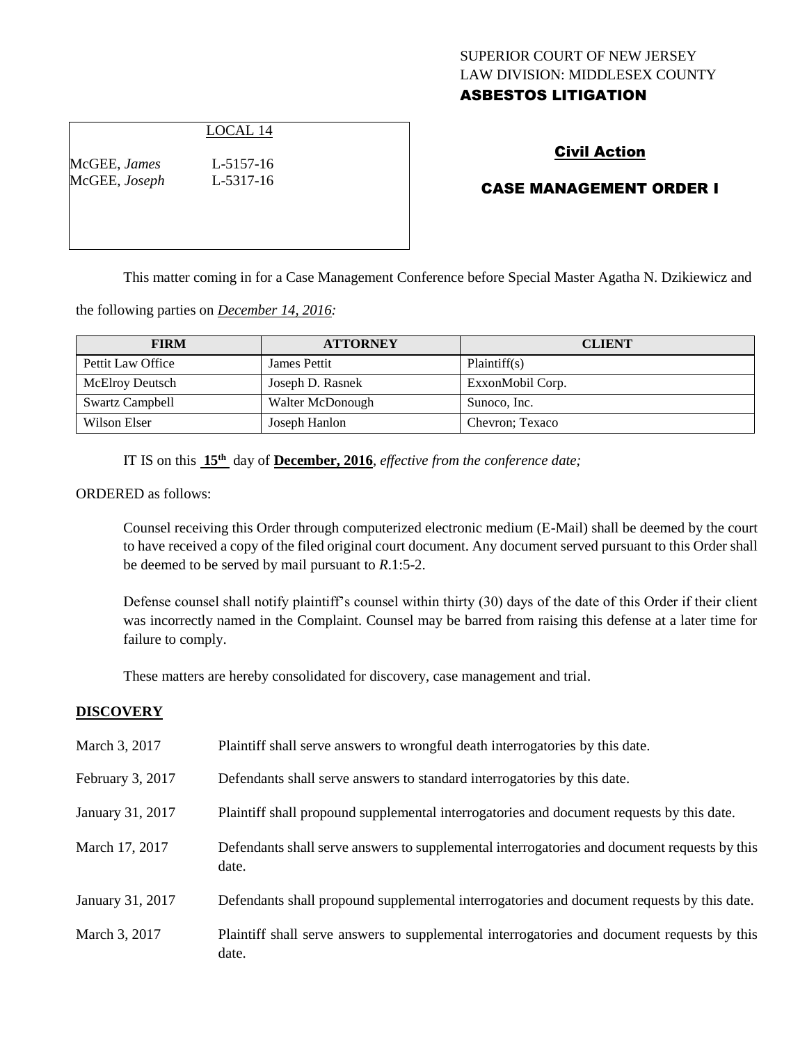SUPERIOR COURT OF NEW JERSEY
LAW DIVISION: MIDDLESEX COUNTY
**ASBESTOS LITIGATION**

LOCAL 14

McGEE, *James* L-5157-16
McGEE, *Joseph* L-5317-16

**Civil Action**

**CASE MANAGEMENT ORDER I**

This matter coming in for a Case Management Conference before Special Master Agatha N. Dzikiewicz and the following parties on *December 14, 2016:*

| FIRM | ATTORNEY | CLIENT |
|---|---|---|
| Pettit Law Office | James Pettit | Plaintiff(s) |
| McElroy Deutsch | Joseph D. Rasnek | ExxonMobil Corp. |
| Swartz Campbell | Walter McDonough | Sunoco, Inc. |
| Wilson Elser | Joseph Hanlon | Chevron; Texaco |

IT IS on this **15th** day of **December, 2016**, *effective from the conference date;*

ORDERED as follows:

Counsel receiving this Order through computerized electronic medium (E-Mail) shall be deemed by the court to have received a copy of the filed original court document. Any document served pursuant to this Order shall be deemed to be served by mail pursuant to *R*.1:5-2.

Defense counsel shall notify plaintiff's counsel within thirty (30) days of the date of this Order if their client was incorrectly named in the Complaint. Counsel may be barred from raising this defense at a later time for failure to comply.

These matters are hereby consolidated for discovery, case management and trial.

## DISCOVERY

| | |
|---|---|
| March 3, 2017 | Plaintiff shall serve answers to wrongful death interrogatories by this date. |
| February 3, 2017 | Defendants shall serve answers to standard interrogatories by this date. |
| January 31, 2017 | Plaintiff shall propound supplemental interrogatories and document requests by this date. |
| March 17, 2017 | Defendants shall serve answers to supplemental interrogatories and document requests by this date. |
| January 31, 2017 | Defendants shall propound supplemental interrogatories and document requests by this date. |
| March 3, 2017 | Plaintiff shall serve answers to supplemental interrogatories and document requests by this date. |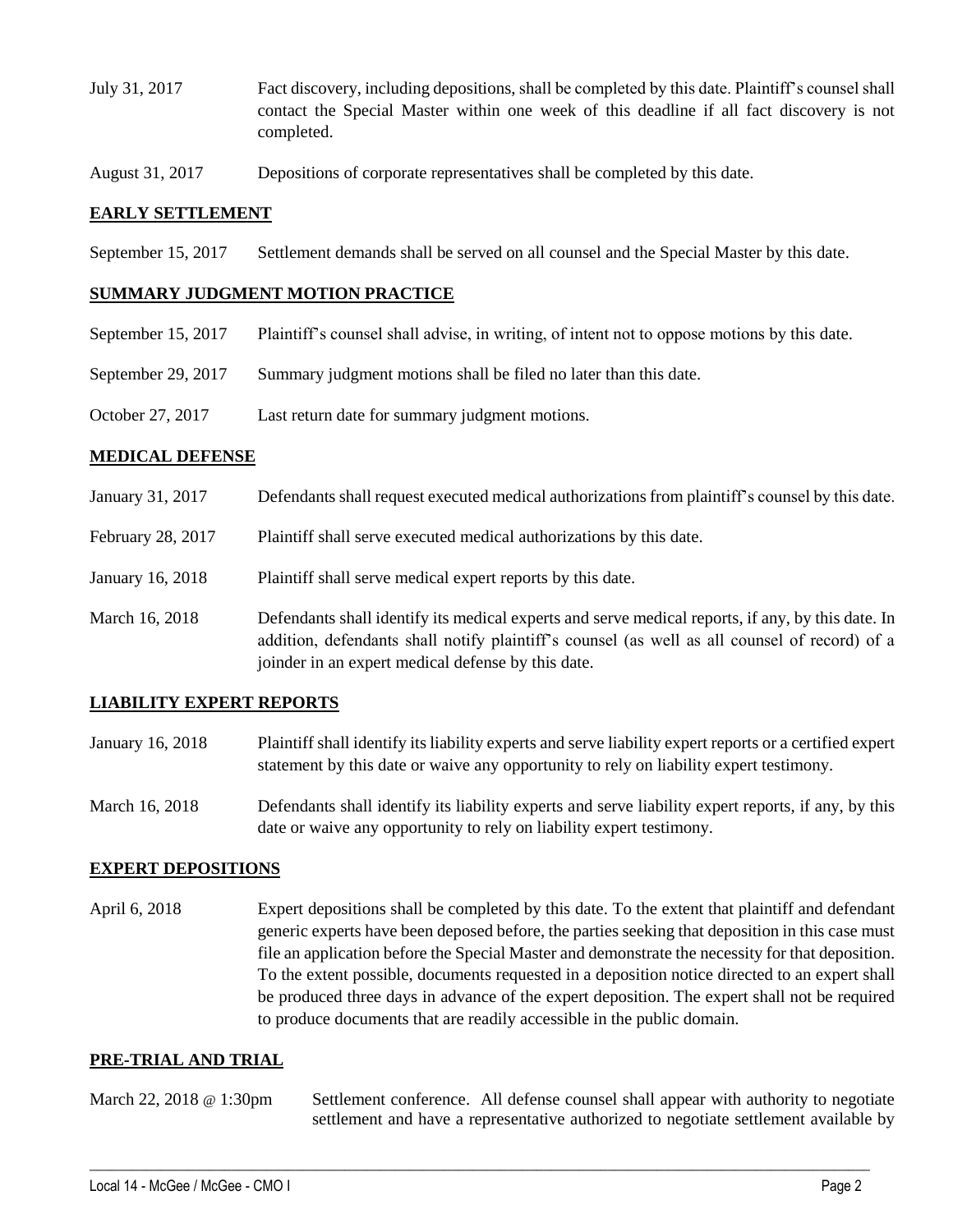July 31, 2017 Fact discovery, including depositions, shall be completed by this date. Plaintiff's counsel shall contact the Special Master within one week of this deadline if all fact discovery is not completed.

August 31, 2017 Depositions of corporate representatives shall be completed by this date.

## EARLY SETTLEMENT

September 15, 2017 Settlement demands shall be served on all counsel and the Special Master by this date.

## SUMMARY JUDGMENT MOTION PRACTICE

September 15, 2017 Plaintiff's counsel shall advise, in writing, of intent not to oppose motions by this date.

September 29, 2017 Summary judgment motions shall be filed no later than this date.

October 27, 2017 Last return date for summary judgment motions.

## MEDICAL DEFENSE

January 31, 2017 Defendants shall request executed medical authorizations from plaintiff's counsel by this date.

February 28, 2017 Plaintiff shall serve executed medical authorizations by this date.

January 16, 2018 Plaintiff shall serve medical expert reports by this date.

March 16, 2018 Defendants shall identify its medical experts and serve medical reports, if any, by this date. In addition, defendants shall notify plaintiff's counsel (as well as all counsel of record) of a joinder in an expert medical defense by this date.

## LIABILITY EXPERT REPORTS

January 16, 2018 Plaintiff shall identify its liability experts and serve liability expert reports or a certified expert statement by this date or waive any opportunity to rely on liability expert testimony.

March 16, 2018 Defendants shall identify its liability experts and serve liability expert reports, if any, by this date or waive any opportunity to rely on liability expert testimony.

## EXPERT DEPOSITIONS

April 6, 2018 Expert depositions shall be completed by this date. To the extent that plaintiff and defendant generic experts have been deposed before, the parties seeking that deposition in this case must file an application before the Special Master and demonstrate the necessity for that deposition. To the extent possible, documents requested in a deposition notice directed to an expert shall be produced three days in advance of the expert deposition. The expert shall not be required to produce documents that are readily accessible in the public domain.

## PRE-TRIAL AND TRIAL

March 22, 2018 @ 1:30pm Settlement conference. All defense counsel shall appear with authority to negotiate settlement and have a representative authorized to negotiate settlement available by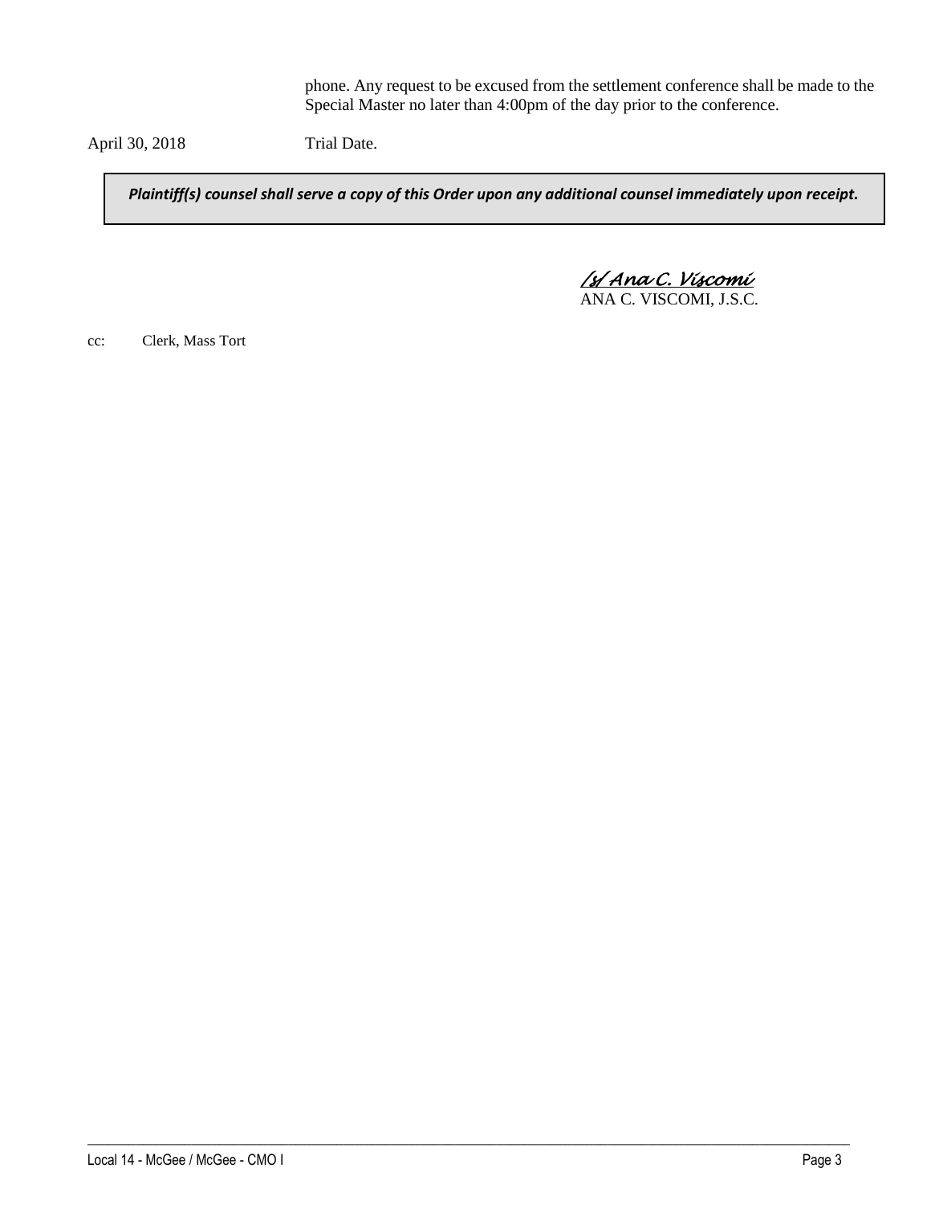phone. Any request to be excused from the settlement conference shall be made to the Special Master no later than 4:00pm of the day prior to the conference.

| | |
|---|---|
| April 30, 2018 | Trial Date. |

***Plaintiff(s) counsel shall serve a copy of this Order upon any additional counsel immediately upon receipt.***

/s/ Ana C. Viscomi
ANA C. VISCOMI, J.S.C.

cc: Clerk, Mass Tort